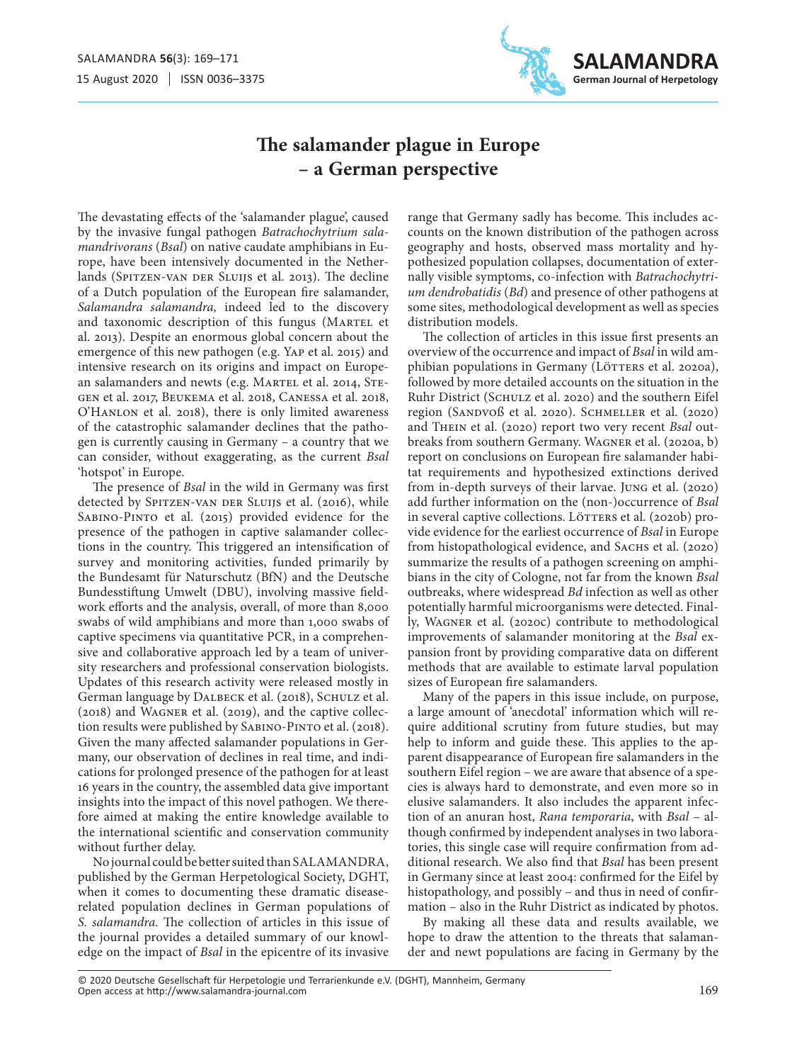# The salamander plague in Europe – a German perspective

The devastating effects of the 'salamander plague', caused by the invasive fungal pathogen *Batrachochytrium salamandrivorans* (*Bsal*) on native caudate amphibians in Europe, have been intensively documented in the Netherlands (Spitzen-van der Sluijs et al. 2013). The decline of a Dutch population of the European fire salamander, *Salamandra salamandra,* indeed led to the discovery and taxonomic description of this fungus (Martel et al. 2013). Despite an enormous global concern about the emergence of this new pathogen (e.g. Yap et al. 2015) and intensive research on its origins and impact on European salamanders and newts (e.g. Martel et al. 2014, Stegen et al. 2017, Beukema et al. 2018, Canessa et al. 2018, O'Hanlon et al. 2018), there is only limited awareness of the catastrophic salamander declines that the pathogen is currently causing in Germany – a country that we can consider, without exaggerating, as the current *Bsal* 'hotspot' in Europe.

The presence of *Bsal* in the wild in Germany was first detected by Spitzen-van der Sluijs et al. (2016), while Sabino-Pinto et al. (2015) provided evidence for the presence of the pathogen in captive salamander collections in the country. This triggered an intensification of survey and monitoring activities, funded primarily by the Bundesamt für Naturschutz (BfN) and the Deutsche Bundesstiftung Umwelt (DBU), involving massive fieldwork efforts and the analysis, overall, of more than 8,000 swabs of wild amphibians and more than 1,000 swabs of captive specimens via quantitative PCR, in a comprehensive and collaborative approach led by a team of university researchers and professional conservation biologists. Updates of this research activity were released mostly in German language by Dalbeck et al. (2018), Schulz et al. (2018) and Wagner et al. (2019), and the captive collection results were published by Sabino-Pinto et al. (2018). Given the many affected salamander populations in Germany, our observation of declines in real time, and indications for prolonged presence of the pathogen for at least 16 years in the country, the assembled data give important insights into the impact of this novel pathogen. We therefore aimed at making the entire knowledge available to the international scientific and conservation community without further delay.

No journal could be better suited than SALAMANDRA, published by the German Herpetological Society, DGHT, when it comes to documenting these dramatic disease-related population declines in German populations of *S. salamandra.* The collection of articles in this issue of the journal provides a detailed summary of our knowledge on the impact of *Bsal* in the epicentre of its invasive range that Germany sadly has become. This includes accounts on the known distribution of the pathogen across geography and hosts, observed mass mortality and hypothesized population collapses, documentation of externally visible symptoms, co-infection with *Batrachochytrium dendrobatidis* (*Bd*) and presence of other pathogens at some sites, methodological development as well as species distribution models.

The collection of articles in this issue first presents an overview of the occurrence and impact of *Bsal* in wild amphibian populations in Germany (Lötters et al. 2020a), followed by more detailed accounts on the situation in the Ruhr District (Schulz et al. 2020) and the southern Eifel region (Sandvoß et al. 2020). Schmeller et al. (2020) and Thein et al. (2020) report two very recent *Bsal* outbreaks from southern Germany. Wagner et al. (2020a, b) report on conclusions on European fire salamander habitat requirements and hypothesized extinctions derived from in-depth surveys of their larvae. Jung et al. (2020) add further information on the (non-)occurrence of *Bsal* in several captive collections. Lötters et al. (2020b) provide evidence for the earliest occurrence of *Bsal* in Europe from histopathological evidence, and Sachs et al. (2020) summarize the results of a pathogen screening on amphibians in the city of Cologne, not far from the known *Bsal* outbreaks, where widespread *Bd* infection as well as other potentially harmful microorganisms were detected. Finally, Wagner et al. (2020c) contribute to methodological improvements of salamander monitoring at the *Bsal* expansion front by providing comparative data on different methods that are available to estimate larval population sizes of European fire salamanders.

Many of the papers in this issue include, on purpose, a large amount of 'anecdotal' information which will require additional scrutiny from future studies, but may help to inform and guide these. This applies to the apparent disappearance of European fire salamanders in the southern Eifel region – we are aware that absence of a species is always hard to demonstrate, and even more so in elusive salamanders. It also includes the apparent infection of an anuran host, *Rana temporaria*, with *Bsal* – although confirmed by independent analyses in two laboratories, this single case will require confirmation from additional research. We also find that *Bsal* has been present in Germany since at least 2004: confirmed for the Eifel by histopathology, and possibly – and thus in need of confirmation – also in the Ruhr District as indicated by photos.

By making all these data and results available, we hope to draw the attention to the threats that salamander and newt populations are facing in Germany by the

© 2020 Deutsche Gesellschaft für Herpetologie und Terrarienkunde e.V. (DGHT), Mannheim, Germany
Open access at http://www.salamandra-journal.com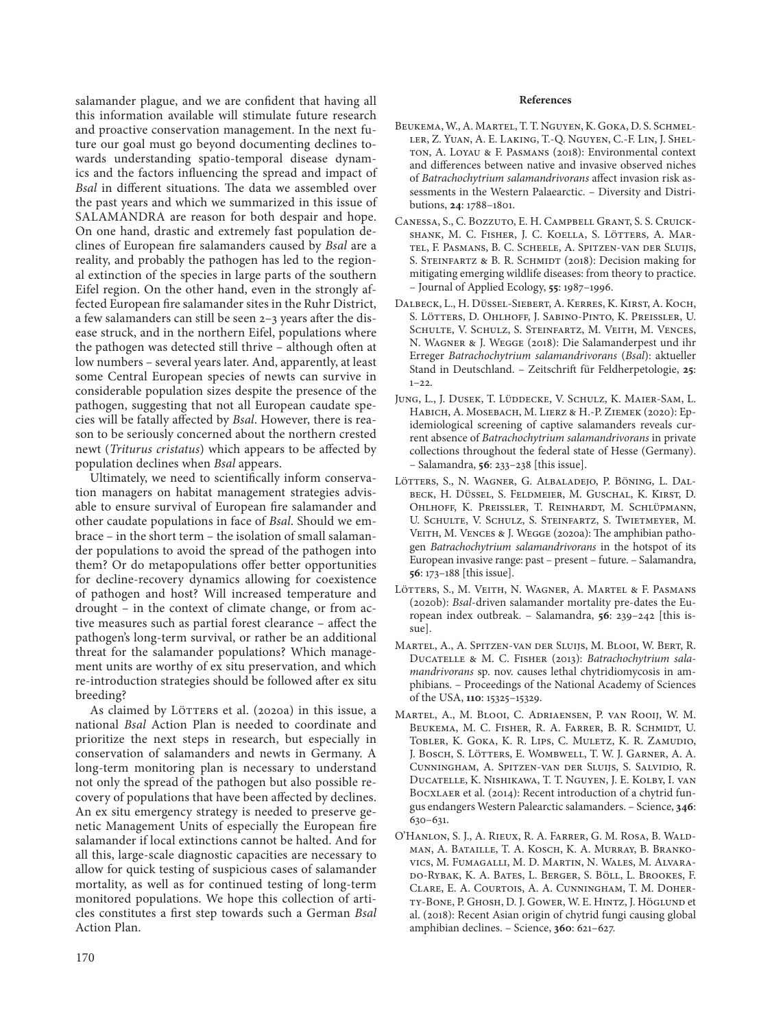salamander plague, and we are confident that having all this information available will stimulate future research and proactive conservation management. In the next future our goal must go beyond documenting declines towards understanding spatio-temporal disease dynamics and the factors influencing the spread and impact of *Bsal* in different situations. The data we assembled over the past years and which we summarized in this issue of SALAMANDRA are reason for both despair and hope. On one hand, drastic and extremely fast population declines of European fire salamanders caused by *Bsal* are a reality, and probably the pathogen has led to the regional extinction of the species in large parts of the southern Eifel region. On the other hand, even in the strongly affected European fire salamander sites in the Ruhr District, a few salamanders can still be seen 2–3 years after the disease struck, and in the northern Eifel, populations where the pathogen was detected still thrive – although often at low numbers – several years later. And, apparently, at least some Central European species of newts can survive in considerable population sizes despite the presence of the pathogen, suggesting that not all European caudate species will be fatally affected by *Bsal*. However, there is reason to be seriously concerned about the northern crested newt (*Triturus cristatus*) which appears to be affected by population declines when *Bsal* appears.

Ultimately, we need to scientifically inform conservation managers on habitat management strategies advisable to ensure survival of European fire salamander and other caudate populations in face of *Bsal*. Should we embrace – in the short term – the isolation of small salamander populations to avoid the spread of the pathogen into them? Or do metapopulations offer better opportunities for decline-recovery dynamics allowing for coexistence of pathogen and host? Will increased temperature and drought – in the context of climate change, or from active measures such as partial forest clearance – affect the pathogen's long-term survival, or rather be an additional threat for the salamander populations? Which management units are worthy of ex situ preservation, and which re-introduction strategies should be followed after ex situ breeding?

As claimed by Lötters et al. (2020a) in this issue, a national *Bsal* Action Plan is needed to coordinate and prioritize the next steps in research, but especially in conservation of salamanders and newts in Germany. A long-term monitoring plan is necessary to understand not only the spread of the pathogen but also possible recovery of populations that have been affected by declines. An ex situ emergency strategy is needed to preserve genetic Management Units of especially the European fire salamander if local extinctions cannot be halted. And for all this, large-scale diagnostic capacities are necessary to allow for quick testing of suspicious cases of salamander mortality, as well as for continued testing of long-term monitored populations. We hope this collection of articles constitutes a first step towards such a German *Bsal* Action Plan.

## References

Beukema, W., A. Martel, T. T. Nguyen, K. Goka, D. S. Schmeller, Z. Yuan, A. E. Laking, T.-Q. Nguyen, C.-F. Lin, J. Shelton, A. Loyau & F. Pasmans (2018): Environmental context and differences between native and invasive observed niches of *Batrachochytrium salamandrivorans* affect invasion risk assessments in the Western Palaearctic. – Diversity and Distributions, **24**: 1788–1801.

Canessa, S., C. Bozzuto, E. H. Campbell Grant, S. S. Cruickshank, M. C. Fisher, J. C. Koella, S. Lötters, A. Martel, F. Pasmans, B. C. Scheele, A. Spitzen-van der Sluijs, S. Steinfartz & B. R. Schmidt (2018): Decision making for mitigating emerging wildlife diseases: from theory to practice. – Journal of Applied Ecology, **55**: 1987–1996.

Dalbeck, L., H. Düssel-Siebert, A. Kerres, K. Kirst, A. Koch, S. Lötters, D. Ohlhoff, J. Sabino-Pinto, K. Preissler, U. Schulte, V. Schulz, S. Steinfartz, M. Veith, M. Vences, N. Wagner & J. Wegge (2018): Die Salamanderpest und ihr Erreger *Batrachochytrium salamandrivorans* (*Bsal*): aktueller Stand in Deutschland. – Zeitschrift für Feldherpetologie, **25**: 1–22.

Jung, L., J. Dusek, T. Lüddecke, V. Schulz, K. Maier-Sam, L. Habich, A. Mosebach, M. Lierz & H.-P. Ziemek (2020): Epidemiological screening of captive salamanders reveals current absence of *Batrachochytrium salamandrivorans* in private collections throughout the federal state of Hesse (Germany). – Salamandra, **56**: 233–238 [this issue].

Lötters, S., N. Wagner, G. Albaladejo, P. Böning, L. Dalbeck, H. Düssel, S. Feldmeier, M. Guschal, K. Kirst, D. Ohlhoff, K. Preissler, T. Reinhardt, M. Schlüpmann, U. Schulte, V. Schulz, S. Steinfartz, S. Twietmeyer, M. Veith, M. Vences & J. Wegge (2020a): The amphibian pathogen *Batrachochytrium salamandrivorans* in the hotspot of its European invasive range: past – present – future. – Salamandra, **56**: 173–188 [this issue].

Lötters, S., M. Veith, N. Wagner, A. Martel & F. Pasmans (2020b): *Bsal*-driven salamander mortality pre-dates the European index outbreak. – Salamandra, **56**: 239–242 [this issue].

Martel, A., A. Spitzen-van der Sluijs, M. Blooi, W. Bert, R. Ducatelle & M. C. Fisher (2013): *Batrachochytrium salamandrivorans* sp. nov. causes lethal chytridiomycosis in amphibians. – Proceedings of the National Academy of Sciences of the USA, **110**: 15325–15329.

Martel, A., M. Blooi, C. Adriaensen, P. van Rooij, W. M. Beukema, M. C. Fisher, R. A. Farrer, B. R. Schmidt, U. Tobler, K. Goka, K. R. Lips, C. Muletz, K. R. Zamudio, J. Bosch, S. Lötters, E. Wombwell, T. W. J. Garner, A. A. Cunningham, A. Spitzen-van der Sluijs, S. Salvidio, R. Ducatelle, K. Nishikawa, T. T. Nguyen, J. E. Kolby, I. van Bocxlaer et al. (2014): Recent introduction of a chytrid fungus endangers Western Palearctic salamanders. – Science, **346**: 630–631.

O'Hanlon, S. J., A. Rieux, R. A. Farrer, G. M. Rosa, B. Waldman, A. Bataille, T. A. Kosch, K. A. Murray, B. Brankovics, M. Fumagalli, M. D. Martin, N. Wales, M. Alvarado-Rybak, K. A. Bates, L. Berger, S. Böll, L. Brookes, F. Clare, E. A. Courtois, A. A. Cunningham, T. M. Doherty-Bone, P. Ghosh, D. J. Gower, W. E. Hintz, J. Höglund et al. (2018): Recent Asian origin of chytrid fungi causing global amphibian declines. – Science, **360**: 621–627.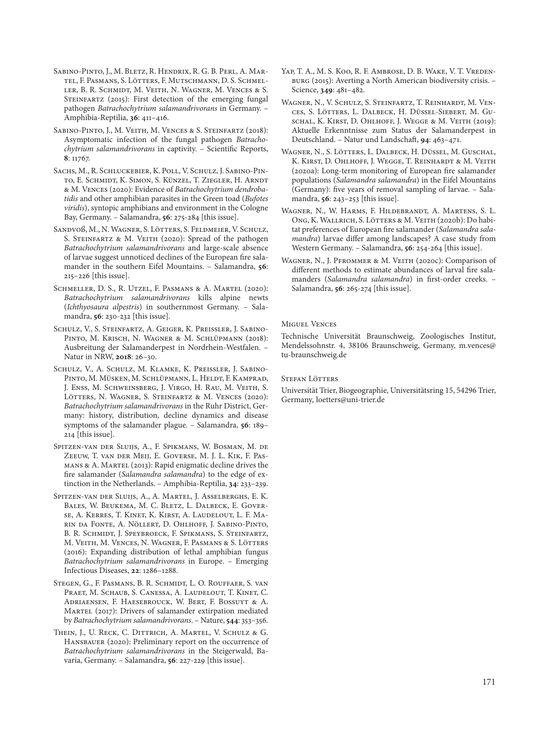Sabino-Pinto, J., M. Bletz, R. Hendrix, R. G. B. Perl, A. Martel, F. Pasmans, S. Lötters, F. Mutschmann, D. S. Schmeller, B. R. Schmidt, M. Veith, N. Wagner, M. Vences & S. Steinfartz (2015): First detection of the emerging fungal pathogen *Batrachochytrium salamandrivorans* in Germany. – Amphibia-Reptilia, **36**: 411–416.

Sabino-Pinto, J., M. Veith, M. Vences & S. Steinfartz (2018): Asymptomatic infection of the fungal pathogen *Batrachochytrium salamandrivorans* in captivity. – Scientific Reports, **8**: 11767.

Sachs, M., R. Schluckebier, K. Poll, V. Schulz, J. Sabino-Pinto, E. Schmidt, K. Simon, S. Künzel, T. Ziegler, H. Arndt & M. Vences (2020): Evidence of *Batrachochytrium dendrobatidis* and other amphibian parasites in the Green toad (*Bufotes viridis*), syntopic amphibians and environment in the Cologne Bay, Germany. – Salamandra, **56**: 275-284 [this issue].

Sandvoß, M., N. Wagner, S. Lötters, S. Feldmeier, V. Schulz, S. Steinfartz & M. Veith (2020): Spread of the pathogen *Batrachochytrium salamandrivorans* and large-scale absence of larvae suggest unnoticed declines of the European fire salamander in the southern Eifel Mountains. – Salamandra, **56**: 215–226 [this issue].

Schmeller, D. S., R. Utzel, F. Pasmans & A. Martel (2020): *Batrachochytrium salamandrivorans* kills alpine newts (*Ichthyosaura alpestris*) in southernmost Germany. – Salamandra, **56**: 230-232 [this issue].

Schulz, V., S. Steinfartz, A. Geiger, K. Preissler, J. Sabino-Pinto, M. Krisch, N. Wagner & M. Schlüpmann (2018): Ausbreitung der Salamanderpest in Nordrhein-Westfalen. – Natur in NRW, **2018**: 26–30.

Schulz, V., A. Schulz, M. Klamke, K. Preissler, J. Sabino-Pinto, M. Müsken, M. Schlüpmann, L. Heldt, F. Kamprad, J. Enss, M. Schweinsberg, J. Virgo, H. Rau, M. Veith, S. Lötters, N. Wagner, S. Steinfartz & M. Vences (2020): *Batrachochytrium salamandrivorans* in the Ruhr District, Germany: history, distribution, decline dynamics and disease symptoms of the salamander plague. – Salamandra, **56**: 189–214 [this issue].

Spitzen-van der Sluijs, A., F. Spikmans, W. Bosman, M. de Zeeuw, T. van der Meij, E. Goverse, M. J. L. Kik, F. Pasmans & A. Martel (2013): Rapid enigmatic decline drives the fire salamander (*Salamandra salamandra*) to the edge of extinction in the Netherlands. – Amphibia-Reptilia, **34**: 233–239.

Spitzen-van der Sluijs, A., A. Martel, J. Asselberghs, E. K. Bales, W. Beukema, M. C. Bletz, L. Dalbeck, E. Goverse, A. Kerres, T. Kinet, K. Kirst, A. Laudelout, L. F. Marin da Fonte, A. Nöllert, D. Ohlhoff, J. Sabino-Pinto, B. R. Schmidt, J. Speybroeck, F. Spikmans, S. Steinfartz, M. Veith, M. Vences, N. Wagner, F. Pasmans & S. Lötters (2016): Expanding distribution of lethal amphibian fungus *Batrachochytrium salamandrivorans* in Europe. – Emerging Infectious Diseases, **22**: 1286–1288.

Stegen, G., F. Pasmans, B. R. Schmidt, L. O. Rouffaer, S. van Praet, M. Schaub, S. Canessa, A. Laudelout, T. Kinet, C. Adriaensen, F. Haesebrouck, W. Bert, F. Bossuyt & A. Martel (2017): Drivers of salamander extirpation mediated by *Batrachochytrium salamandrivorans*. – Nature, **544**: 353–356.

Thein, J., U. Reck, C. Dittrich, A. Martel, V. Schulz & G. Hansbauer (2020): Preliminary report on the occurrence of *Batrachochytrium salamandrivorans* in the Steigerwald, Bavaria, Germany. – Salamandra, **56**: 227-229 [this issue].

Yap, T. A., M. S. Koo, R. F. Ambrose, D. B. Wake, V. T. Vredenburg (2015): Averting a North American biodiversity crisis. – Science, **349**: 481–482.

Wagner, N., V. Schulz, S. Steinfartz, T. Reinhardt, M. Vences, S. Lötters, L. Dalbeck, H. Düssel-Siebert, M. Guschal, K. Kirst, D. Ohlhoff, J. Wegge & M. Veith (2019): Aktuelle Erkenntnisse zum Status der Salamanderpest in Deutschland. – Natur und Landschaft, **94**: 463–471.

Wagner, N., S. Lötters, L. Dalbeck, H. Düssel, M. Guschal, K. Kirst, D. Ohlhoff, J. Wegge, T. Reinhardt & M. Veith (2020a): Long-term monitoring of European fire salamander populations (*Salamandra salamandra*) in the Eifel Mountains (Germany): five years of removal sampling of larvae. – Salamandra, **56**: 243–253 [this issue].

Wagner, N., W. Harms, F. Hildebrandt, A. Martens, S. L. Ong, K. Wallrich, S. Lötters & M. Veith (2020b): Do habitat preferences of European fire salamander (*Salamandra salamandra*) larvae differ among landscapes? A case study from Western Germany. – Salamandra, **56**: 254-264 [this issue].

Wagner, N., J. Pfrommer & M. Veith (2020c): Comparison of different methods to estimate abundances of larval fire salamanders (*Salamandra salamandra*) in first-order creeks. – Salamandra, **56**: 265-274 [this issue].

Miguel Vences

Technische Universität Braunschweig, Zoologisches Institut, Mendelssohnstr. 4, 38106 Braunschweig, Germany, m.vences@tu-braunschweig.de

Stefan Lötters

Universität Trier, Biogeographie, Universitätsring 15, 54296 Trier, Germany, loetters@uni-trier.de